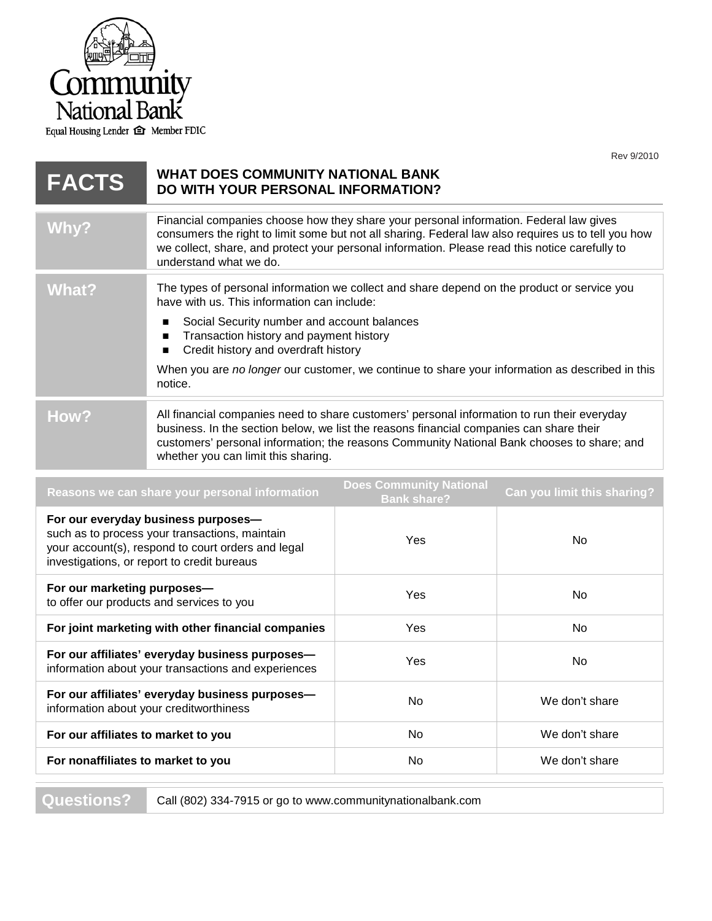Community National Bank

Equal Housing Lender Member FDIC

Rev 9/2010

# FACTS — WHAT DOES COMMUNITY NATIONAL BANK DO WITH YOUR PERSONAL INFORMATION?

| | |
|---|---|
| **Why?** | Financial companies choose how they share your personal information. Federal law gives consumers the right to limit some but not all sharing. Federal law also requires us to tell you how we collect, share, and protect your personal information. Please read this notice carefully to understand what we do. |
| **What?** | The types of personal information we collect and share depend on the product or service you have with us. This information can include: <br>■ Social Security number and account balances <br>■ Transaction history and payment history <br>■ Credit history and overdraft history <br>When you are *no longer* our customer, we continue to share your information as described in this notice. |
| **How?** | All financial companies need to share customers' personal information to run their everyday business. In the section below, we list the reasons financial companies can share their customers' personal information; the reasons Community National Bank chooses to share; and whether you can limit this sharing. |

| Reasons we can share your personal information | Does Community National Bank share? | Can you limit this sharing? |
|---|---|---|
| **For our everyday business purposes—** such as to process your transactions, maintain your account(s), respond to court orders and legal investigations, or report to credit bureaus | Yes | No |
| **For our marketing purposes—** to offer our products and services to you | Yes | No |
| **For joint marketing with other financial companies** | Yes | No |
| **For our affiliates' everyday business purposes—** information about your transactions and experiences | Yes | No |
| **For our affiliates' everyday business purposes—** information about your creditworthiness | No | We don't share |
| **For our affiliates to market to you** | No | We don't share |
| **For nonaffiliates to market to you** | No | We don't share |

| | |
|---|---|
| **Questions?** | Call (802) 334-7915 or go to www.communitynationalbank.com |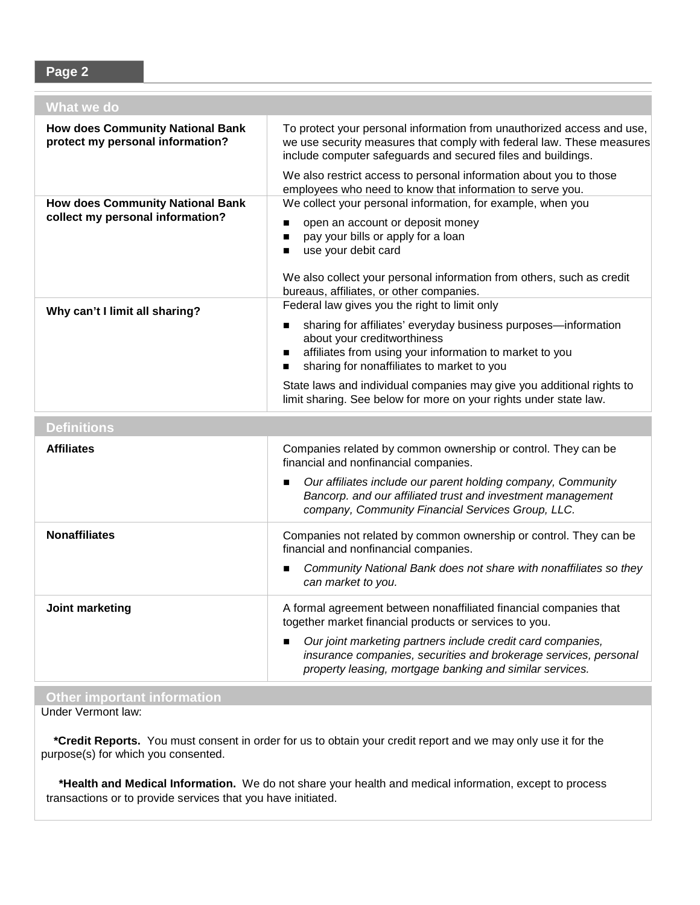| What we do | |
|---|---|
| **How does Community National Bank protect my personal information?** | To protect your personal information from unauthorized access and use, we use security measures that comply with federal law. These measures include computer safeguards and secured files and buildings.<br><br>We also restrict access to personal information about you to those employees who need to know that information to serve you. |
| **How does Community National Bank collect my personal information?** | We collect your personal information, for example, when you<br>■ open an account or deposit money<br>■ pay your bills or apply for a loan<br>■ use your debit card<br><br>We also collect your personal information from others, such as credit bureaus, affiliates, or other companies. |
| **Why can't I limit all sharing?** | Federal law gives you the right to limit only<br>■ sharing for affiliates' everyday business purposes—information about your creditworthiness<br>■ affiliates from using your information to market to you<br>■ sharing for nonaffiliates to market to you<br><br>State laws and individual companies may give you additional rights to limit sharing. See below for more on your rights under state law. |

| Definitions | |
|---|---|
| **Affiliates** | Companies related by common ownership or control. They can be financial and nonfinancial companies.<br>■ *Our affiliates include our parent holding company, Community Bancorp. and our affiliated trust and investment management company, Community Financial Services Group, LLC.* |
| **Nonaffiliates** | Companies not related by common ownership or control. They can be financial and nonfinancial companies.<br>■ *Community National Bank does not share with nonaffiliates so they can market to you.* |
| **Joint marketing** | A formal agreement between nonaffiliated financial companies that together market financial products or services to you.<br>■ *Our joint marketing partners include credit card companies, insurance companies, securities and brokerage services, personal property leasing, mortgage banking and similar services.* |

## Other important information

Under Vermont law:

**\*Credit Reports.** You must consent in order for us to obtain your credit report and we may only use it for the purpose(s) for which you consented.

**\*Health and Medical Information.** We do not share your health and medical information, except to process transactions or to provide services that you have initiated.